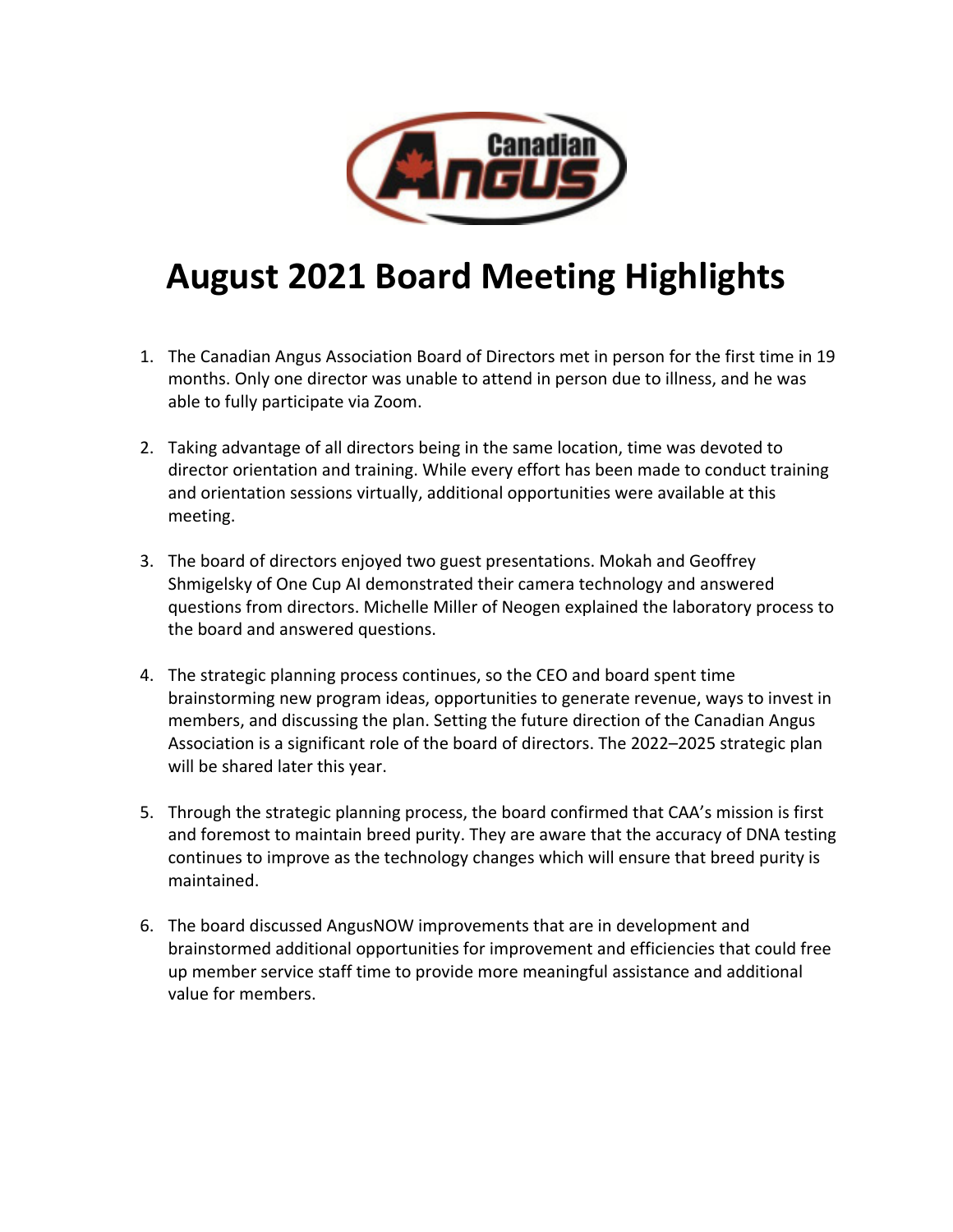# August 2021 Board Meeting Highlights

1. The Canadian Angus Association Board of Directors met in person for the first time in 19 months. Only one director was unable to attend in person due to illness, and he was able to fully participate via Zoom.

2. Taking advantage of all directors being in the same location, time was devoted to director orientation and training. While every effort has been made to conduct training and orientation sessions virtually, additional opportunities were available at this meeting.

3. The board of directors enjoyed two guest presentations. Mokah and Geoffrey Shmigelsky of One Cup AI demonstrated their camera technology and answered questions from directors. Michelle Miller of Neogen explained the laboratory process to the board and answered questions.

4. The strategic planning process continues, so the CEO and board spent time brainstorming new program ideas, opportunities to generate revenue, ways to invest in members, and discussing the plan. Setting the future direction of the Canadian Angus Association is a significant role of the board of directors. The 2022–2025 strategic plan will be shared later this year.

5. Through the strategic planning process, the board confirmed that CAA's mission is first and foremost to maintain breed purity. They are aware that the accuracy of DNA testing continues to improve as the technology changes which will ensure that breed purity is maintained.

6. The board discussed AngusNOW improvements that are in development and brainstormed additional opportunities for improvement and efficiencies that could free up member service staff time to provide more meaningful assistance and additional value for members.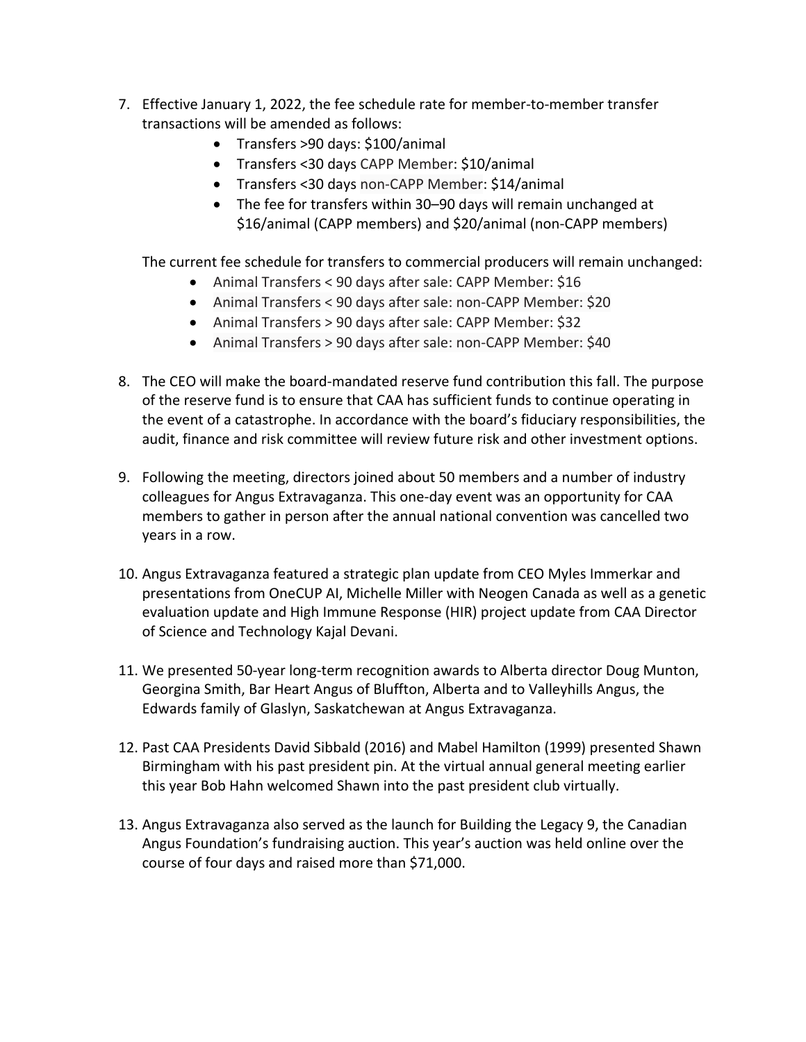7. Effective January 1, 2022, the fee schedule rate for member-to-member transfer transactions will be amended as follows:
    - Transfers >90 days: $100/animal
    - Transfers <30 days CAPP Member: $10/animal
    - Transfers <30 days non-CAPP Member: $14/animal
    - The fee for transfers within 30–90 days will remain unchanged at $16/animal (CAPP members) and $20/animal (non-CAPP members)

    The current fee schedule for transfers to commercial producers will remain unchanged:
    - Animal Transfers < 90 days after sale: CAPP Member: $16
    - Animal Transfers < 90 days after sale: non-CAPP Member: $20
    - Animal Transfers > 90 days after sale: CAPP Member: $32
    - Animal Transfers > 90 days after sale: non-CAPP Member: $40

8. The CEO will make the board-mandated reserve fund contribution this fall. The purpose of the reserve fund is to ensure that CAA has sufficient funds to continue operating in the event of a catastrophe. In accordance with the board's fiduciary responsibilities, the audit, finance and risk committee will review future risk and other investment options.

9. Following the meeting, directors joined about 50 members and a number of industry colleagues for Angus Extravaganza. This one-day event was an opportunity for CAA members to gather in person after the annual national convention was cancelled two years in a row.

10. Angus Extravaganza featured a strategic plan update from CEO Myles Immerkar and presentations from OneCUP AI, Michelle Miller with Neogen Canada as well as a genetic evaluation update and High Immune Response (HIR) project update from CAA Director of Science and Technology Kajal Devani.

11. We presented 50-year long-term recognition awards to Alberta director Doug Munton, Georgina Smith, Bar Heart Angus of Bluffton, Alberta and to Valleyhills Angus, the Edwards family of Glaslyn, Saskatchewan at Angus Extravaganza.

12. Past CAA Presidents David Sibbald (2016) and Mabel Hamilton (1999) presented Shawn Birmingham with his past president pin. At the virtual annual general meeting earlier this year Bob Hahn welcomed Shawn into the past president club virtually.

13. Angus Extravaganza also served as the launch for Building the Legacy 9, the Canadian Angus Foundation's fundraising auction. This year's auction was held online over the course of four days and raised more than $71,000.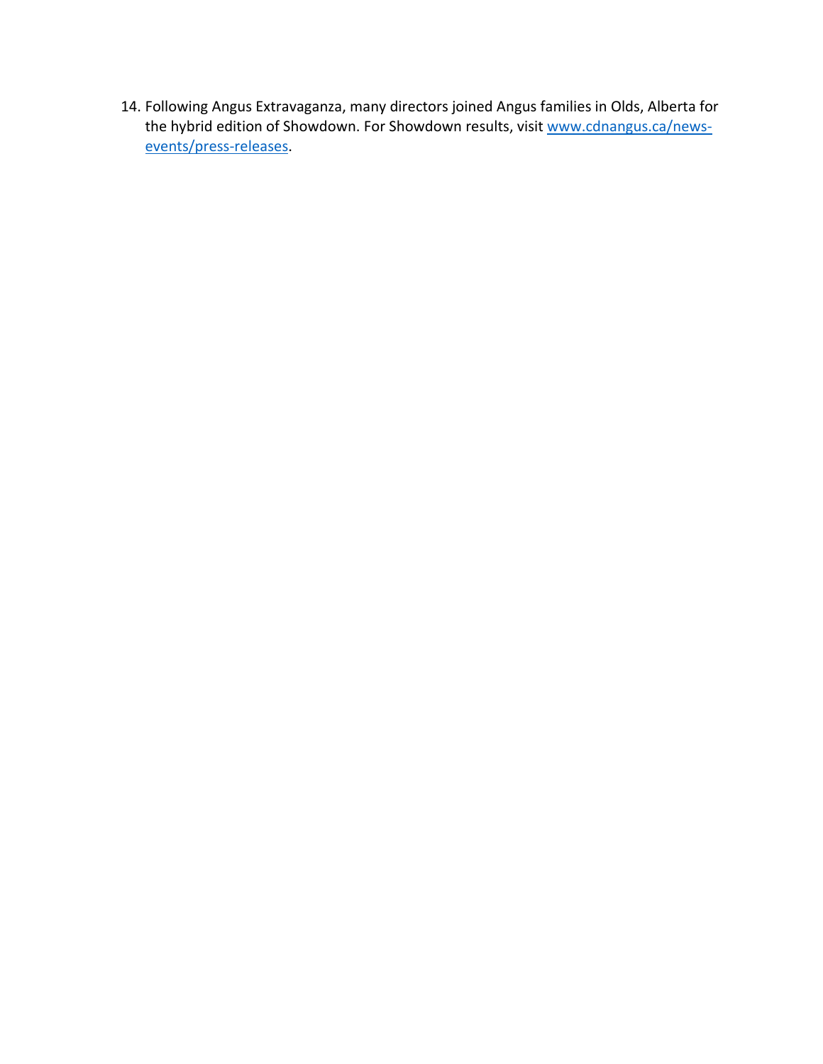14. Following Angus Extravaganza, many directors joined Angus families in Olds, Alberta for the hybrid edition of Showdown. For Showdown results, visit [www.cdnangus.ca/news-events/press-releases](www.cdnangus.ca/news-events/press-releases).